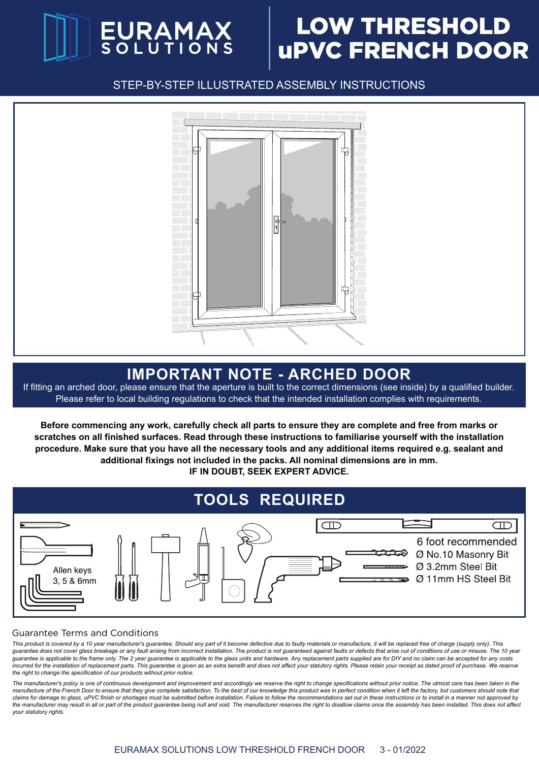# EURAMAX SOLUTIONS

# LOW THRESHOLD uPVC FRENCH DOOR

STEP-BY-STEP ILLUSTRATED ASSEMBLY INSTRUCTIONS

## IMPORTANT NOTE - ARCHED DOOR

If fitting an arched door, please ensure that the aperture is built to the correct dimensions (see inside) by a qualified builder. Please refer to local building regulations to check that the intended installation complies with requirements.

**Before commencing any work, carefully check all parts to ensure they are complete and free from marks or scratches on all finished surfaces. Read through these instructions to familiarise yourself with the installation procedure. Make sure that you have all the necessary tools and any additional items required e.g. sealant and additional fixings not included in the packs. All nominal dimensions are in mm.**

**IF IN DOUBT, SEEK EXPERT ADVICE.**

## TOOLS REQUIRED

Allen keys 3, 5 & 6mm

6 foot recommended

Ø No.10 Masonry Bit

Ø 3.2mm Steel Bit

Ø 11mm HS Steel Bit

### Guarantee Terms and Conditions

*This product is covered by a 10 year manufacturer's guarantee. Should any part of it become defective due to faulty materials or manufacture, it will be replaced free of charge (supply only). This guarantee does not cover glass breakage or any fault arising from incorrect installation. The product is not guaranteed against faults or defects that arise out of conditions of use or misuse. The 10 year guarantee is applicable to the frame only. The 2 year guarantee is applicable to the glass units and hardware. Any replacement parts supplied are for DIY and no claim can be accepted for any costs incurred for the installation of replacement parts. This guarantee is given as an extra benefit and does not affect your statutory rights. Please retain your receipt as dated proof of purchase. We reserve the right to change the specification of our products without prior notice.*

*The manufacturer's policy is one of continuous development and improvement and accordingly we reserve the right to change specifications without prior notice. The utmost care has been taken in the manufacture of the French Door to ensure that they give complete satisfaction. To the best of our knowledge this product was in perfect condition when it left the factory, but customers should note that claims for damage to glass, uPVC finish or shortages must be submitted before installation. Failure to follow the recommendations set out in these instructions or to install in a manner not approved by the manufacturer may result in all or part of the product guarantee being null and void. The manufacturer reserves the right to disallow claims once the assembly has been installed. This does not affect your statutory rights.*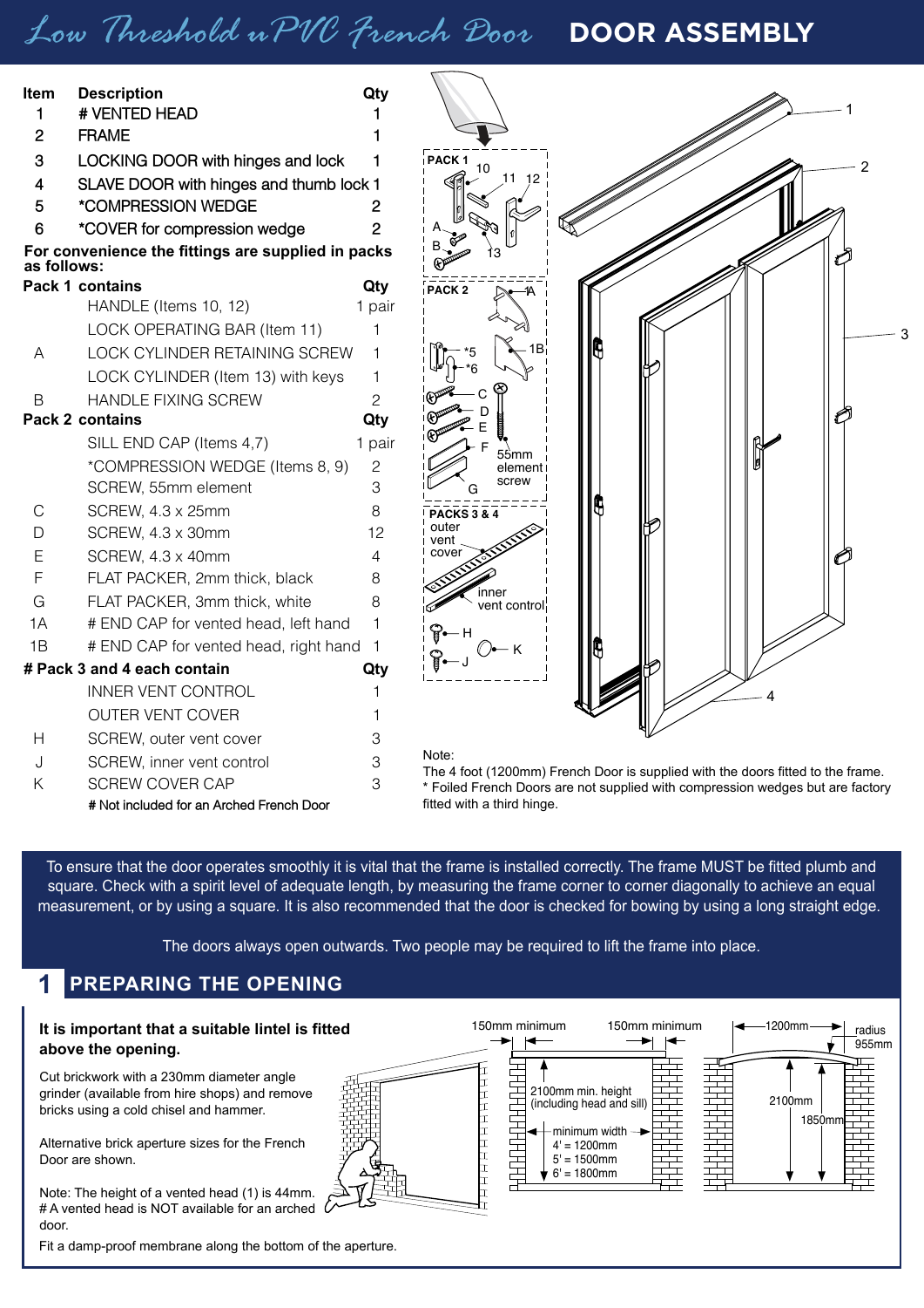# Low Threshold uPVC French Door — DOOR ASSEMBLY

| Item | Description | Qty |
|---|---|---|
| 1 | # VENTED HEAD | 1 |
| 2 | FRAME | 1 |
| 3 | LOCKING DOOR with hinges and lock | 1 |
| 4 | SLAVE DOOR with hinges and thumb lock | 1 |
| 5 | *COMPRESSION WEDGE | 2 |
| 6 | *COVER for compression wedge | 2 |

**For convenience the fittings are supplied in packs as follows:**

| | **Pack 1 contains** | **Qty** |
|---|---|---|
| | HANDLE (Items 10, 12) | 1 pair |
| | LOCK OPERATING BAR (Item 11) | 1 |
| A | LOCK CYLINDER RETAINING SCREW | 1 |
| | LOCK CYLINDER (Item 13) with keys | 1 |
| B | HANDLE FIXING SCREW | 2 |
| | **Pack 2 contains** | **Qty** |
| | SILL END CAP (Items 4,7) | 1 pair |
| | *COMPRESSION WEDGE (Items 8, 9) | 2 |
| | SCREW, 55mm element | 3 |
| C | SCREW, 4.3 x 25mm | 8 |
| D | SCREW, 4.3 x 30mm | 12 |
| E | SCREW, 4.3 x 40mm | 4 |
| F | FLAT PACKER, 2mm thick, black | 8 |
| G | FLAT PACKER, 3mm thick, white | 8 |
| 1A | # END CAP for vented head, left hand | 1 |
| 1B | # END CAP for vented head, right hand | 1 |
| | **# Pack 3 and 4 each contain** | **Qty** |
| | INNER VENT CONTROL | 1 |
| | OUTER VENT COVER | 1 |
| H | SCREW, outer vent cover | 3 |
| J | SCREW, inner vent control | 3 |
| K | SCREW COVER CAP | 3 |

# Not included for an Arched French Door

Note:
The 4 foot (1200mm) French Door is supplied with the doors fitted to the frame.
* Foiled French Doors are not supplied with compression wedges but are factory fitted with a third hinge.

To ensure that the door operates smoothly it is vital that the frame is installed correctly. The frame MUST be fitted plumb and square. Check with a spirit level of adequate length, by measuring the frame corner to corner diagonally to achieve an equal measurement, or by using a square. It is also recommended that the door is checked for bowing by using a long straight edge.

The doors always open outwards. Two people may be required to lift the frame into place.

## 1 PREPARING THE OPENING

**It is important that a suitable lintel is fitted above the opening.**

Cut brickwork with a 230mm diameter angle grinder (available from hire shops) and remove bricks using a cold chisel and hammer.

Alternative brick aperture sizes for the French Door are shown.

Note: The height of a vented head (1) is 44mm.
# A vented head is NOT available for an arched door.

Fit a damp-proof membrane along the bottom of the aperture.

150mm minimum — 150mm minimum
2100mm min. height (including head and sill)
minimum width
4' = 1200mm
5' = 1500mm
6' = 1800mm

1200mm — radius 955mm
2100mm
1850mm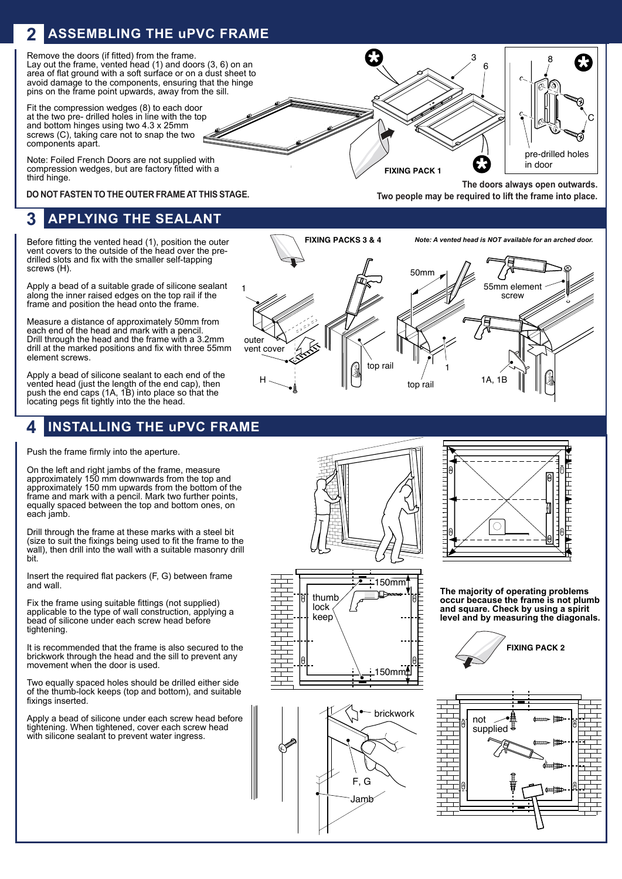## 2 ASSEMBLING THE uPVC FRAME

Remove the doors (if fitted) from the frame.
Lay out the frame, vented head (1) and doors (3, 6) on an area of flat ground with a soft surface or on a dust sheet to avoid damage to the components, ensuring that the hinge pins on the frame point upwards, away from the sill.

Fit the compression wedges (8) to each door at the two pre- drilled holes in line with the top and bottom hinges using two 4.3 x 25mm screws (C), taking care not to snap the two components apart.

Note: Foiled French Doors are not supplied with compression wedges, but are factory fitted with a third hinge.

**DO NOT FASTEN TO THE OUTER FRAME AT THIS STAGE.**

3

6

8

C

pre-drilled holes in door

FIXING PACK 1

**The doors always open outwards.**
**Two people may be required to lift the frame into place.**

## 3 APPLYING THE SEALANT

Before fitting the vented head (1), position the outer vent covers to the outside of the head over the pre-drilled slots and fix with the smaller self-tapping screws (H).

Apply a bead of a suitable grade of silicone sealant along the inner raised edges on the top rail if the frame and position the head onto the frame.

Measure a distance of approximately 50mm from each end of the head and mark with a pencil.
Drill through the head and the frame with a 3.2mm drill at the marked positions and fix with three 55mm element screws.

Apply a bead of silicone sealant to each end of the vented head (just the length of the end cap), then push the end caps (1A, 1B) into place so that the locating pegs fit tightly into the the head.

**FIXING PACKS 3 & 4**

*Note: A vented head is NOT available for an arched door.*

1

outer vent cover

H

top rail

50mm

top rail

1

55mm element screw

1A, 1B

## 4 INSTALLING THE uPVC FRAME

Push the frame firmly into the aperture.

On the left and right jambs of the frame, measure approximately 150 mm downwards from the top and approximately 150 mm upwards from the bottom of the frame and mark with a pencil. Mark two further points, equally spaced between the top and bottom ones, on each jamb.

Drill through the frame at these marks with a steel bit (size to suit the fixings being used to fit the frame to the wall), then drill into the wall with a suitable masonry drill bit.

Insert the required flat packers (F, G) between frame and wall.

Fix the frame using suitable fittings (not supplied) applicable to the type of wall construction, applying a bead of silicone under each screw head before tightening.

It is recommended that the frame is also secured to the brickwork through the head and the sill to prevent any movement when the door is used.

Two equally spaced holes should be drilled either side of the thumb-lock keeps (top and bottom), and suitable fixings inserted.

Apply a bead of silicone under each screw head before tightening. When tightened, cover each screw head with silicone sealant to prevent water ingress.

thumb lock keep

150mm

150mm

**The majority of operating problems occur because the frame is not plumb and square. Check by using a spirit level and by measuring the diagonals.**

**FIXING PACK 2**

brickwork

F, G

Jamb

not supplied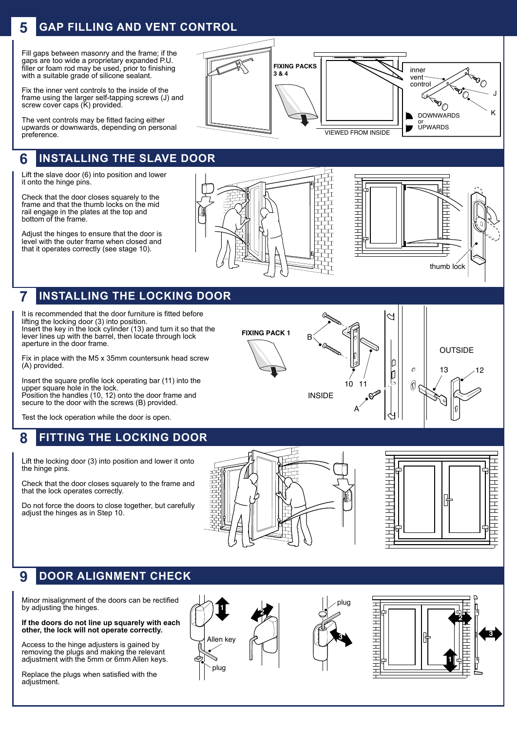## 5 GAP FILLING AND VENT CONTROL

Fill gaps between masonry and the frame; if the gaps are too wide a proprietary expanded P.U. filler or foam rod may be used, prior to finishing with a suitable grade of silicone sealant.

Fix the inner vent controls to the inside of the frame using the larger self-tapping screws (J) and screw cover caps (K) provided.

The vent controls may be fitted facing either upwards or downwards, depending on personal preference.

FIXING PACKS 3 & 4

VIEWED FROM INSIDE

inner vent control

J

K

DOWNWARDS or UPWARDS

## 6 INSTALLING THE SLAVE DOOR

Lift the slave door (6) into position and lower it onto the hinge pins.

Check that the door closes squarely to the frame and that the thumb locks on the mid rail engage in the plates at the top and bottom of the frame.

Adjust the hinges to ensure that the door is level with the outer frame when closed and that it operates correctly (see stage 10).

thumb lock

## 7 INSTALLING THE LOCKING DOOR

It is recommended that the door furniture is fitted before lifting the locking door (3) into position.

Insert the key in the lock cylinder (13) and turn it so that the lever lines up with the barrel, then locate through lock aperture in the door frame.

Fix in place with the M5 x 35mm countersunk head screw (A) provided.

Insert the square profile lock operating bar (11) into the upper square hole in the lock.

Position the handles (10, 12) onto the door frame and secure to the door with the screws (B) provided.

Test the lock operation while the door is open.

FIXING PACK 1

B

10 11

A

INSIDE

OUTSIDE

13 12

## 8 FITTING THE LOCKING DOOR

Lift the locking door (3) into position and lower it onto the hinge pins.

Check that the door closes squarely to the frame and that the lock operates correctly.

Do not force the doors to close together, but carefully adjust the hinges as in Step 10.

## 9 DOOR ALIGNMENT CHECK

Minor misalignment of the doors can be rectified by adjusting the hinges.

**If the doors do not line up squarely with each other, the lock will not operate correctly.**

Access to the hinge adjusters is gained by removing the plugs and making the relevant adjustment with the 5mm or 6mm Allen keys.

Replace the plugs when satisfied with the adjustment.

Allen key

plug

plug

1 2 3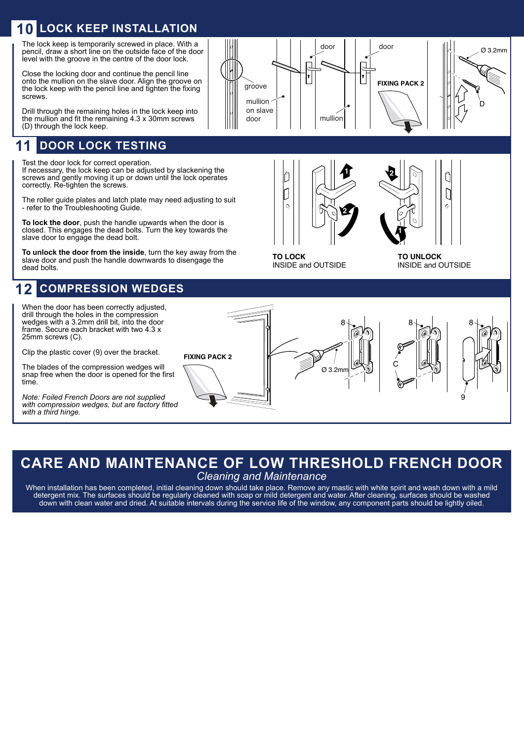## 10 LOCK KEEP INSTALLATION

The lock keep is temporarily screwed in place. With a pencil, draw a short line on the outside face of the door level with the groove in the centre of the door lock.

Close the locking door and continue the pencil line onto the mullion on the slave door. Align the groove on the lock keep with the pencil line and tighten the fixing screws.

Drill through the remaining holes in the lock keep into the mullion and fit the remaining 4.3 x 30mm screws (D) through the lock keep.

groove
mullion on slave door
door
mullion
door
FIXING PACK 2
Ø 3.2mm
D

## 11 DOOR LOCK TESTING

Test the door lock for correct operation.
If necessary, the lock keep can be adjusted by slackening the screws and gently moving it up or down until the lock operates correctly. Re-tighten the screws.

The roller guide plates and latch plate may need adjusting to suit - refer to the Troubleshooting Guide.

**To lock the door**, push the handle upwards when the door is closed. This engages the dead bolts. Turn the key towards the slave door to engage the dead bolt.

**To unlock the door from the inside**, turn the key away from the slave door and push the handle downwards to disengage the dead bolts.

**TO LOCK**
INSIDE and OUTSIDE

**TO UNLOCK**
INSIDE and OUTSIDE

## 12 COMPRESSION WEDGES

When the door has been correctly adjusted, drill through the holes in the compression wedges with a 3.2mm drill bit, into the door frame. Secure each bracket with two 4.3 x 25mm screws (C).

Clip the plastic cover (9) over the bracket.

The blades of the compression wedges will snap free when the door is opened for the first time.

*Note: Foiled French Doors are not supplied with compression wedges, but are factory fitted with a third hinge.*

FIXING PACK 2
Ø 3.2mm
8
C
9

# CARE AND MAINTENANCE OF LOW THRESHOLD FRENCH DOOR

*Cleaning and Maintenance*

When installation has been completed, initial cleaning down should take place. Remove any mastic with white spirit and wash down with a mild detergent mix. The surfaces should be regularly cleaned with soap or mild detergent and water. After cleaning, surfaces should be washed down with clean water and dried. At suitable intervals during the service life of the window, any component parts should be lightly oiled.